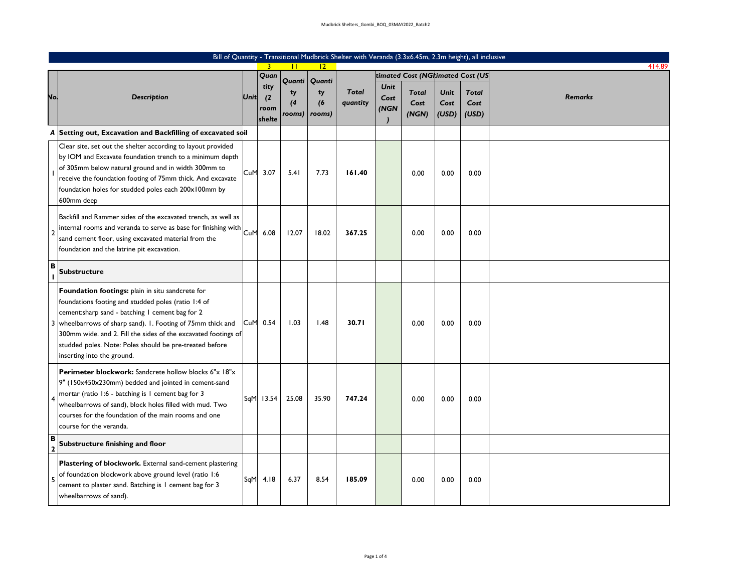Bill of Quantity - Transitional Mudbrick Shelter with Veranda (3.3x6.45m, 2.3m height), all inclusive

| | | | 3 | 11 | 12 | | | | | | 414.89 |
|---|---|---|---|---|---|---|---|---|---|---|---|
| **No.** | **Description** | **Unit** | **Quantity (2 room shelte** | **Quantity (4 rooms)** | **Quantity (6 rooms)** | **Total quantity** | **timated Cost (NG** | | **timated Cost (US** | | **Remarks** |
| | | | | | | | **Unit Cost (NGN)** | **Total Cost (NGN)** | **Unit Cost (USD)** | **Total Cost (USD)** | |
| **A** | **Setting out, Excavation and Backfilling of excavated soil** | | | | | | | | | | |
| 1 | Clear site, set out the shelter according to layout provided by IOM and Excavate foundation trench to a minimum depth of 305mm below natural ground and in width 300mm to receive the foundation footing of 75mm thick. And excavate foundation holes for studded poles each 200x100mm by 600mm deep | CuM | 3.07 | 5.41 | 7.73 | **161.40** | | 0.00 | 0.00 | 0.00 | |
| 2 | Backfill and Rammer sides of the excavated trench, as well as internal rooms and veranda to serve as base for finishing with sand cement floor, using excavated material from the foundation and the latrine pit excavation. | CuM | 6.08 | 12.07 | 18.02 | **367.25** | | 0.00 | 0.00 | 0.00 | |
| **B 1** | **Substructure** | | | | | | | | | | |
| 3 | **Foundation footings:** plain in situ sandcrete for foundations footing and studded poles (ratio 1:4 of cement:sharp sand - batching 1 cement bag for 2 wheelbarrows of sharp sand). 1. Footing of 75mm thick and 300mm wide. and 2. Fill the sides of the excavated footings of studded poles. Note: Poles should be pre-treated before inserting into the ground. | CuM | 0.54 | 1.03 | 1.48 | **30.71** | | 0.00 | 0.00 | 0.00 | |
| 4 | **Perimeter blockwork:** Sandcrete hollow blocks 6"x 18"x 9" (150x450x230mm) bedded and jointed in cement-sand mortar (ratio 1:6 - batching is 1 cement bag for 3 wheelbarrows of sand), block holes filled with mud. Two courses for the foundation of the main rooms and one course for the veranda. | SqM | 13.54 | 25.08 | 35.90 | **747.24** | | 0.00 | 0.00 | 0.00 | |
| **B 2** | **Substructure finishing and floor** | | | | | | | | | | |
| 5 | **Plastering of blockwork.** External sand-cement plastering of foundation blockwork above ground level (ratio 1:6 cement to plaster sand. Batching is 1 cement bag for 3 wheelbarrows of sand). | SqM | 4.18 | 6.37 | 8.54 | **185.09** | | 0.00 | 0.00 | 0.00 | |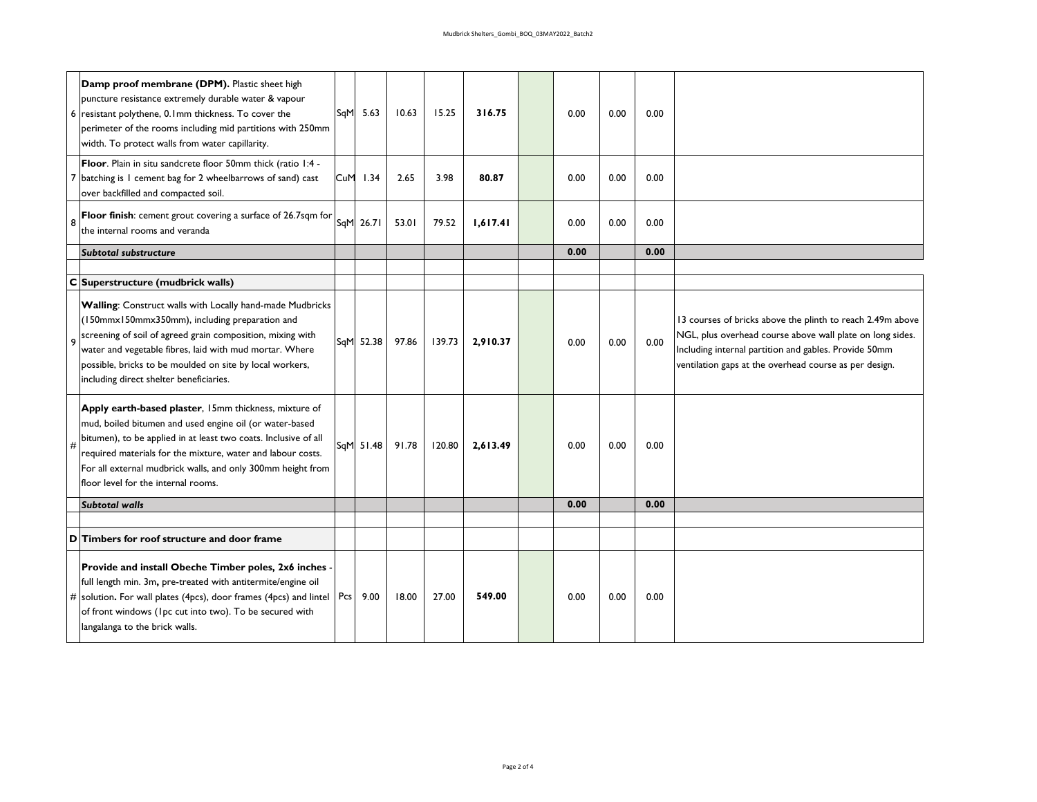| | | | | | | | | | | | |
|---|---|---|---|---|---|---|---|---|---|---|---|
| 6 | **Damp proof membrane (DPM).** Plastic sheet high puncture resistance extremely durable water & vapour resistant polythene, 0.1mm thickness. To cover the perimeter of the rooms including mid partitions with 250mm width. To protect walls from water capillarity. | SqM | 5.63 | 10.63 | 15.25 | **316.75** | | 0.00 | 0.00 | 0.00 | |
| 7 | **Floor**. Plain in situ sandcrete floor 50mm thick (ratio 1:4 - batching is 1 cement bag for 2 wheelbarrows of sand) cast over backfilled and compacted soil. | CuM | 1.34 | 2.65 | 3.98 | **80.87** | | 0.00 | 0.00 | 0.00 | |
| 8 | **Floor finish**: cement grout covering a surface of 26.7sqm for the internal rooms and veranda | SqM | 26.71 | 53.01 | 79.52 | **1,617.41** | | 0.00 | 0.00 | 0.00 | |
| | ***Subtotal substructure*** | | | | | | | **0.00** | | **0.00** | |
| | | | | | | | | | | | |
| **C** | **Superstructure (mudbrick walls)** | | | | | | | | | | |
| 9 | **Walling**: Construct walls with Locally hand-made Mudbricks (150mmx150mmx350mm), including preparation and screening of soil of agreed grain composition, mixing with water and vegetable fibres, laid with mud mortar. Where possible, bricks to be moulded on site by local workers, including direct shelter beneficiaries. | SqM | 52.38 | 97.86 | 139.73 | **2,910.37** | | 0.00 | 0.00 | 0.00 | 13 courses of bricks above the plinth to reach 2.49m above NGL, plus overhead course above wall plate on long sides. Including internal partition and gables. Provide 50mm ventilation gaps at the overhead course as per design. |
| # | **Apply earth-based plaster**, 15mm thickness, mixture of mud, boiled bitumen and used engine oil (or water-based bitumen), to be applied in at least two coats. Inclusive of all required materials for the mixture, water and labour costs. For all external mudbrick walls, and only 300mm height from floor level for the internal rooms. | SqM | 51.48 | 91.78 | 120.80 | **2,613.49** | | 0.00 | 0.00 | 0.00 | |
| | ***Subtotal walls*** | | | | | | | **0.00** | | **0.00** | |
| | | | | | | | | | | | |
| **D** | **Timbers for roof structure and door frame** | | | | | | | | | | |
| # | **Provide and install Obeche Timber poles, 2x6 inches** - full length min. 3m**,** pre-treated with antitermite/engine oil solution**.** For wall plates (4pcs), door frames (4pcs) and lintel of front windows (1pc cut into two). To be secured with langalanga to the brick walls. | Pcs | 9.00 | 18.00 | 27.00 | **549.00** | | 0.00 | 0.00 | 0.00 | |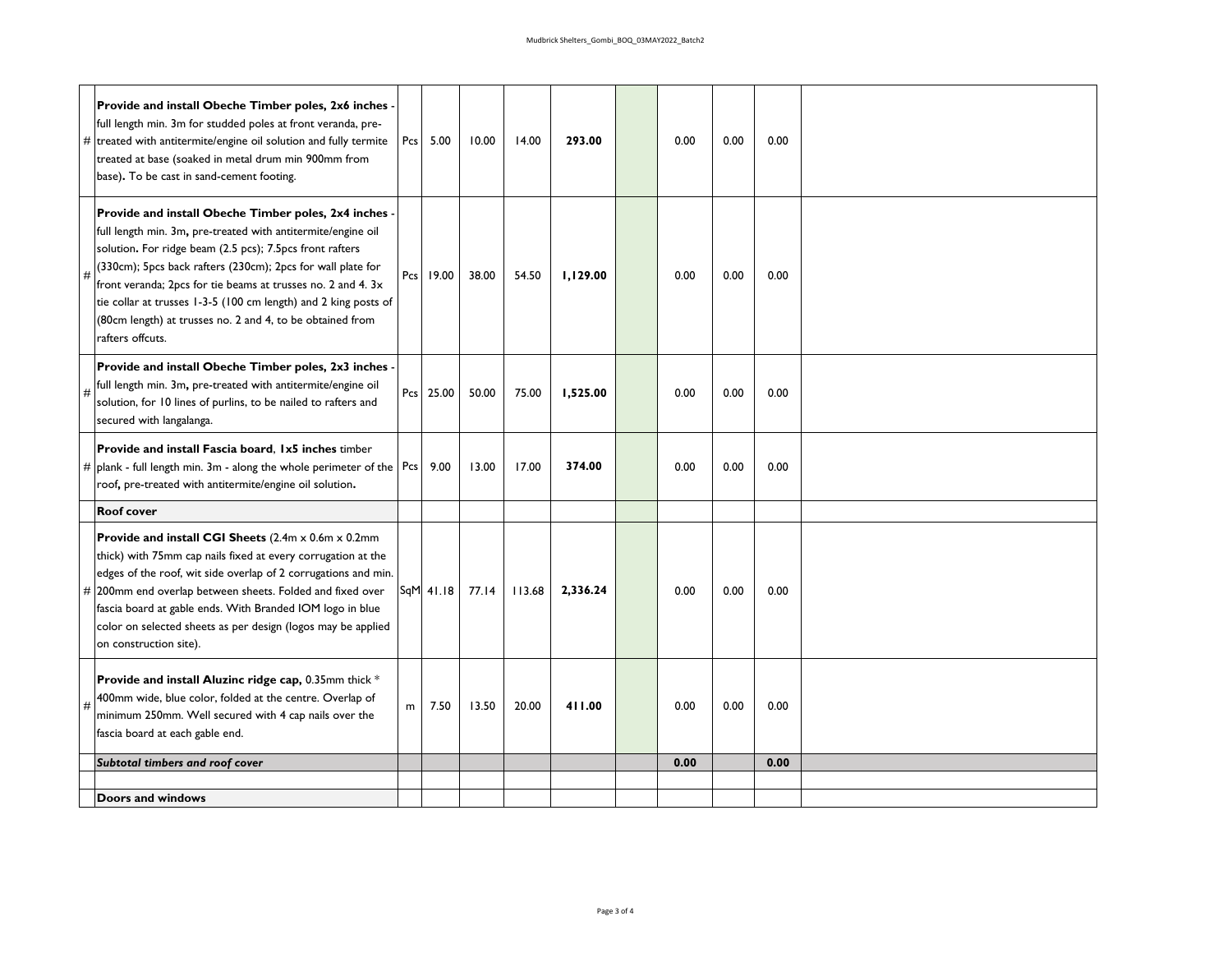| | | | | | | | | | | | |
|---|---|---|---|---|---|---|---|---|---|---|---|
| # | **Provide and install Obeche Timber poles, 2x6 inches** - full length min. 3m for studded poles at front veranda, pre-treated with antitermite/engine oil solution and fully termite treated at base (soaked in metal drum min 900mm from base)**.** To be cast in sand-cement footing. | Pcs | 5.00 | 10.00 | 14.00 | **293.00** | | 0.00 | 0.00 | 0.00 | |
| # | **Provide and install Obeche Timber poles, 2x4 inches** - full length min. 3m**,** pre-treated with antitermite/engine oil solution**.** For ridge beam (2.5 pcs); 7.5pcs front rafters (330cm); 5pcs back rafters (230cm); 2pcs for wall plate for front veranda; 2pcs for tie beams at trusses no. 2 and 4. 3x tie collar at trusses 1-3-5 (100 cm length) and 2 king posts of (80cm length) at trusses no. 2 and 4, to be obtained from rafters offcuts. | Pcs | 19.00 | 38.00 | 54.50 | **1,129.00** | | 0.00 | 0.00 | 0.00 | |
| # | **Provide and install Obeche Timber poles, 2x3 inches** - full length min. 3m**,** pre-treated with antitermite/engine oil solution, for 10 lines of purlins, to be nailed to rafters and secured with langalanga. | Pcs | 25.00 | 50.00 | 75.00 | **1,525.00** | | 0.00 | 0.00 | 0.00 | |
| # | **Provide and install Fascia board**, **1x5 inches** timber plank - full length min. 3m - along the whole perimeter of the roof**,** pre-treated with antitermite/engine oil solution**.** | Pcs | 9.00 | 13.00 | 17.00 | **374.00** | | 0.00 | 0.00 | 0.00 | |
| | **Roof cover** | | | | | | | | | | |
| # | **Provide and install CGI Sheets** (2.4m x 0.6m x 0.2mm thick) with 75mm cap nails fixed at every corrugation at the edges of the roof, wit side overlap of 2 corrugations and min. 200mm end overlap between sheets. Folded and fixed over fascia board at gable ends. With Branded IOM logo in blue color on selected sheets as per design (logos may be applied on construction site). | SqM | 41.18 | 77.14 | 113.68 | **2,336.24** | | 0.00 | 0.00 | 0.00 | |
| # | **Provide and install Aluzinc ridge cap,** 0.35mm thick * 400mm wide, blue color, folded at the centre. Overlap of minimum 250mm. Well secured with 4 cap nails over the fascia board at each gable end. | m | 7.50 | 13.50 | 20.00 | **411.00** | | 0.00 | 0.00 | 0.00 | |
| | ***Subtotal timbers and roof cover*** | | | | | | | **0.00** | | **0.00** | |
| | | | | | | | | | | | |
| | **Doors and windows** | | | | | | | | | | |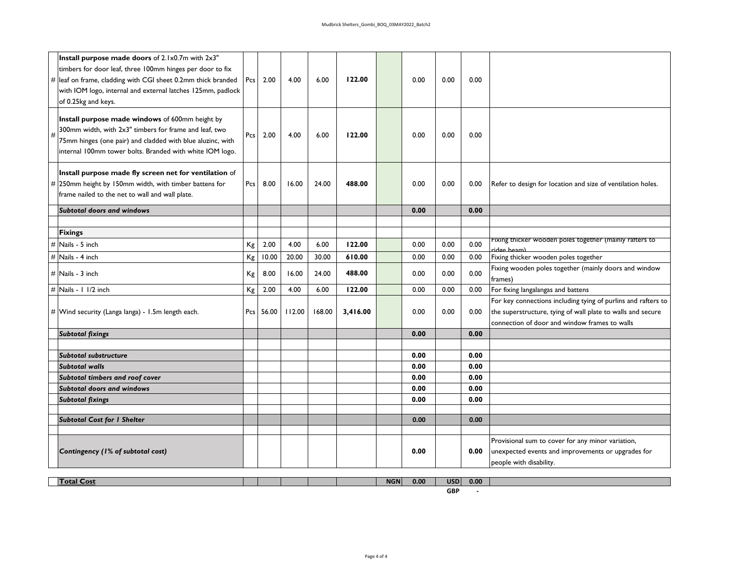| | | | | | | | | | | | |
|---|---|---|---|---|---|---|---|---|---|---|---|
| # | **Install purpose made doors** of 2.1x0.7m with 2x3" timbers for door leaf, three 100mm hinges per door to fix leaf on frame, cladding with CGI sheet 0.2mm thick branded with IOM logo, internal and external latches 125mm, padlock of 0.25kg and keys. | Pcs | 2.00 | 4.00 | 6.00 | **122.00** | | 0.00 | 0.00 | 0.00 | |
| # | **Install purpose made windows** of 600mm height by 300mm width, with 2x3" timbers for frame and leaf, two 75mm hinges (one pair) and cladded with blue aluzinc, with internal 100mm tower bolts. Branded with white IOM logo. | Pcs | 2.00 | 4.00 | 6.00 | **122.00** | | 0.00 | 0.00 | 0.00 | |
| # | **Install purpose made fly screen net for ventilation** of 250mm height by 150mm width, with timber battens for frame nailed to the net to wall and wall plate. | Pcs | 8.00 | 16.00 | 24.00 | **488.00** | | 0.00 | 0.00 | 0.00 | Refer to design for location and size of ventilation holes. |
| | ***Subtotal doors and windows*** | | | | | | | **0.00** | | **0.00** | |
| | | | | | | | | | | | |
| | **Fixings** | | | | | | | | | | |
| # | Nails - 5 inch | Kg | 2.00 | 4.00 | 6.00 | **122.00** | | 0.00 | 0.00 | 0.00 | Fixing thicker wooden poles together (mainly rafters to ridge beam) |
| # | Nails - 4 inch | Kg | 10.00 | 20.00 | 30.00 | **610.00** | | 0.00 | 0.00 | 0.00 | Fixing thicker wooden poles together |
| # | Nails - 3 inch | Kg | 8.00 | 16.00 | 24.00 | **488.00** | | 0.00 | 0.00 | 0.00 | Fixing wooden poles together (mainly doors and window frames) |
| # | Nails - 1 1/2 inch | Kg | 2.00 | 4.00 | 6.00 | **122.00** | | 0.00 | 0.00 | 0.00 | For fixing langalangas and battens |
| # | Wind security (Langa langa) - 1.5m length each. | Pcs | 56.00 | 112.00 | 168.00 | **3,416.00** | | 0.00 | 0.00 | 0.00 | For key connections including tying of purlins and rafters to the superstructure, tying of wall plate to walls and secure connection of door and window frames to walls |
| | ***Subtotal fixings*** | | | | | | | **0.00** | | **0.00** | |
| | | | | | | | | | | | |
| | ***Subtotal substructure*** | | | | | | | **0.00** | | **0.00** | |
| | ***Subtotal walls*** | | | | | | | **0.00** | | **0.00** | |
| | ***Subtotal timbers and roof cover*** | | | | | | | **0.00** | | **0.00** | |
| | ***Subtotal doors and windows*** | | | | | | | **0.00** | | **0.00** | |
| | ***Subtotal fixings*** | | | | | | | **0.00** | | **0.00** | |
| | | | | | | | | | | | |
| | ***Subtotal Cost for 1 Shelter*** | | | | | | | **0.00** | | **0.00** | |
| | | | | | | | | | | | |
| | ***Contingency (1% of subtotal cost)*** | | | | | | | **0.00** | | **0.00** | Provisional sum to cover for any minor variation, unexpected events and improvements or upgrades for people with disability. |
| | | | | | | | | | | | |
| | **Total Cost** | | | | | | **NGN** | **0.00** | **USD** | **0.00** | |
| | | | | | | | | | **GBP** | - | |